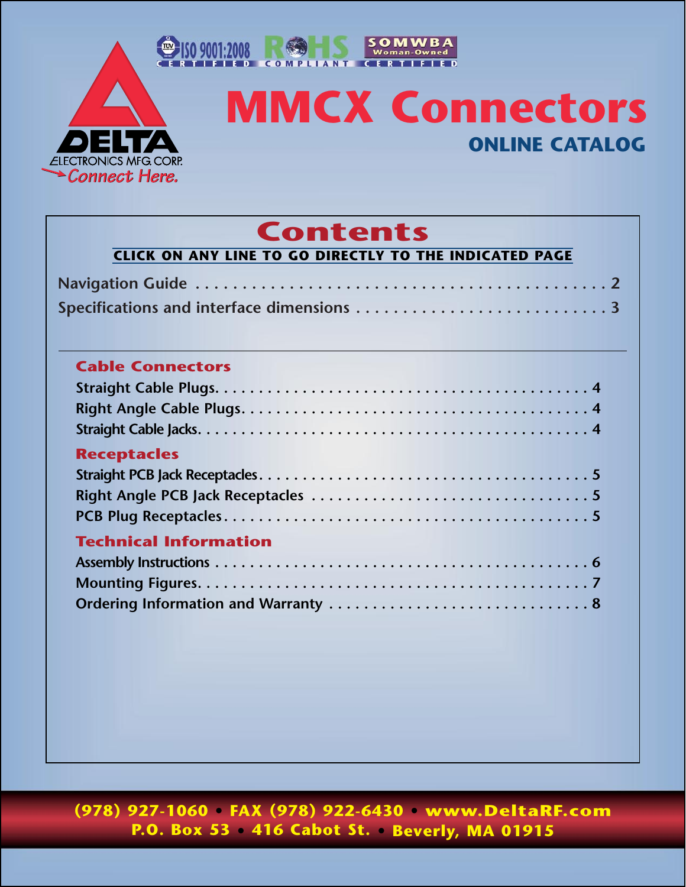ISO 9001:2008 CERTIFIED  RoHS COMPLIANT  SOMWBA Woman-Owned CERTIFIED

DELTA ELECTRONICS MFG. CORP.
Connect Here.

# MMCX Connectors

## ONLINE CATALOG

## Contents

**CLICK ON ANY LINE TO GO DIRECTLY TO THE INDICATED PAGE**

Navigation Guide . . . . . . . . . . . . . . . . . . . . . . . . . . . . . . . . . . . . . . . . . . . . . 2
Specifications and interface dimensions . . . . . . . . . . . . . . . . . . . . . . . . . . 3

### Cable Connectors

Straight Cable Plugs. . . . . . . . . . . . . . . . . . . . . . . . . . . . . . . . . . . . . . . . . . 4
Right Angle Cable Plugs. . . . . . . . . . . . . . . . . . . . . . . . . . . . . . . . . . . . . . 4
Straight Cable Jacks. . . . . . . . . . . . . . . . . . . . . . . . . . . . . . . . . . . . . . . . . . 4

### Receptacles

Straight PCB Jack Receptacles. . . . . . . . . . . . . . . . . . . . . . . . . . . . . . . . . 5
Right Angle PCB Jack Receptacles . . . . . . . . . . . . . . . . . . . . . . . . . . . . 5
PCB Plug Receptacles. . . . . . . . . . . . . . . . . . . . . . . . . . . . . . . . . . . . . . . 5

### Technical Information

Assembly Instructions . . . . . . . . . . . . . . . . . . . . . . . . . . . . . . . . . . . . . . . . 6
Mounting Figures. . . . . . . . . . . . . . . . . . . . . . . . . . . . . . . . . . . . . . . . . . . . 7
Ordering Information and Warranty . . . . . . . . . . . . . . . . . . . . . . . . . . . . 8

(978) 927-1060 • FAX (978) 922-6430 • www.DeltaRF.com
P.O. Box 53 • 416 Cabot St. • Beverly, MA 01915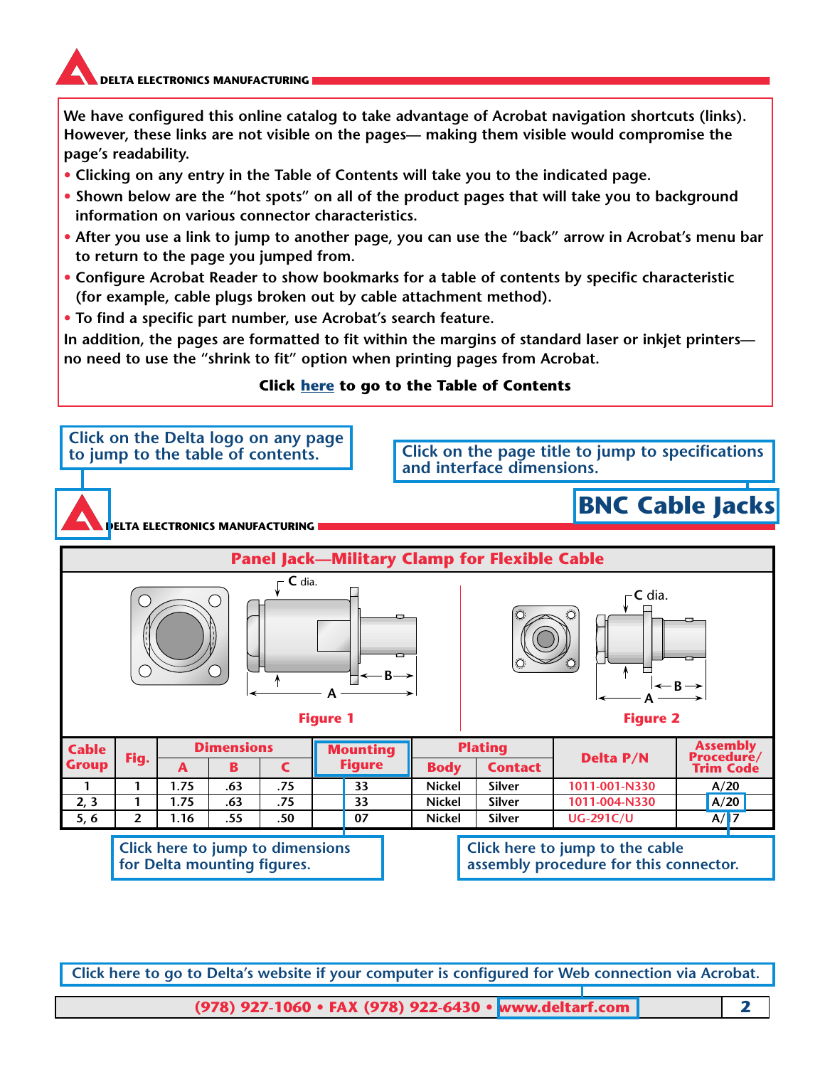We have configured this online catalog to take advantage of Acrobat navigation shortcuts (links). However, these links are not visible on the pages— making them visible would compromise the page's readability.

- Clicking on any entry in the Table of Contents will take you to the indicated page.
- Shown below are the "hot spots" on all of the product pages that will take you to background information on various connector characteristics.
- After you use a link to jump to another page, you can use the "back" arrow in Acrobat's menu bar to return to the page you jumped from.
- Configure Acrobat Reader to show bookmarks for a table of contents by specific characteristic (for example, cable plugs broken out by cable attachment method).
- To find a specific part number, use Acrobat's search feature.

In addition, the pages are formatted to fit within the margins of standard laser or inkjet printers—no need to use the "shrink to fit" option when printing pages from Acrobat.

**Click here to go to the Table of Contents**

Click on the Delta logo on any page to jump to the table of contents.

Click on the page title to jump to specifications and interface dimensions.

DELTA ELECTRONICS MANUFACTURING

# BNC Cable Jacks

## Panel Jack—Military Clamp for Flexible Cable

Figure 1

Figure 2

| Cable Group | Fig. | Dimensions | | | Mounting Figure | Plating | | Delta P/N | Assembly Procedure/ Trim Code |
|---|---|---|---|---|---|---|---|---|---|
| | | A | B | C | | Body | Contact | | |
| 1 | 1 | 1.75 | .63 | .75 | 33 | Nickel | Silver | 1011-001-N330 | A/20 |
| 2, 3 | 1 | 1.75 | .63 | .75 | 33 | Nickel | Silver | 1011-004-N330 | A/20 |
| 5, 6 | 2 | 1.16 | .55 | .50 | 07 | Nickel | Silver | UG-291C/U | A/17 |

Click here to jump to dimensions for Delta mounting figures.

Click here to jump to the cable assembly procedure for this connector.

Click here to go to Delta's website if your computer is configured for Web connection via Acrobat.

(978) 927-1060 • FAX (978) 922-6430 • www.deltarf.com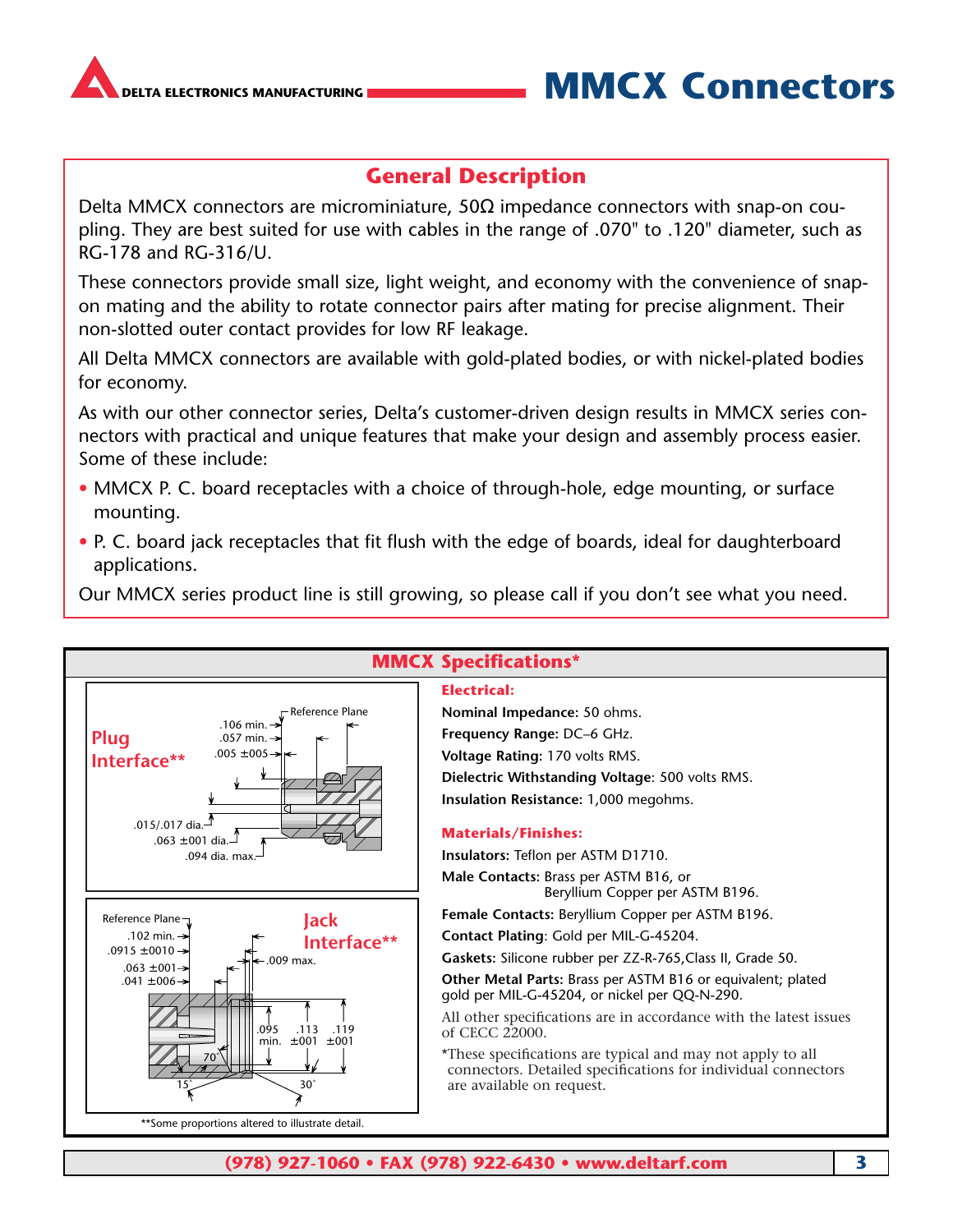# MMCX Connectors

## General Description

Delta MMCX connectors are microminiature, 50Ω impedance connectors with snap-on coupling. They are best suited for use with cables in the range of .070" to .120" diameter, such as RG-178 and RG-316/U.

These connectors provide small size, light weight, and economy with the convenience of snap-on mating and the ability to rotate connector pairs after mating for precise alignment. Their non-slotted outer contact provides for low RF leakage.

All Delta MMCX connectors are available with gold-plated bodies, or with nickel-plated bodies for economy.

As with our other connector series, Delta's customer-driven design results in MMCX series connectors with practical and unique features that make your design and assembly process easier. Some of these include:

- MMCX P. C. board receptacles with a choice of through-hole, edge mounting, or surface mounting.
- P. C. board jack receptacles that fit flush with the edge of boards, ideal for daughterboard applications.

Our MMCX series product line is still growing, so please call if you don't see what you need.

## MMCX Specifications*

**Plug Interface****

Reference Plane; .106 min.; .057 min.; .005 ±.005; .015/.017 dia.; .063 ±.001 dia.; .094 dia. max.

**Jack Interface****

Reference Plane; .102 min.; .0915 ±.0010; .063 ±.001; .041 ±.006; .009 max.; .095 min.; .113 ±.001; .119 ±.001; 70°; 15°; 30°

**Some proportions altered to illustrate detail.

### Electrical:

**Nominal Impedance:** 50 ohms.

**Frequency Range:** DC–6 GHz.

**Voltage Rating:** 170 volts RMS.

**Dielectric Withstanding Voltage**: 500 volts RMS.

**Insulation Resistance:** 1,000 megohms.

### Materials/Finishes:

**Insulators:** Teflon per ASTM D1710.

**Male Contacts:** Brass per ASTM B16, or Beryllium Copper per ASTM B196.

**Female Contacts:** Beryllium Copper per ASTM B196.

**Contact Plating**: Gold per MIL-G-45204.

**Gaskets:** Silicone rubber per ZZ-R-765,Class II, Grade 50.

**Other Metal Parts:** Brass per ASTM B16 or equivalent; plated gold per MIL-G-45204, or nickel per QQ-N-290.

All other specifications are in accordance with the latest issues of CECC 22000.

*These specifications are typical and may not apply to all connectors. Detailed specifications for individual connectors are available on request.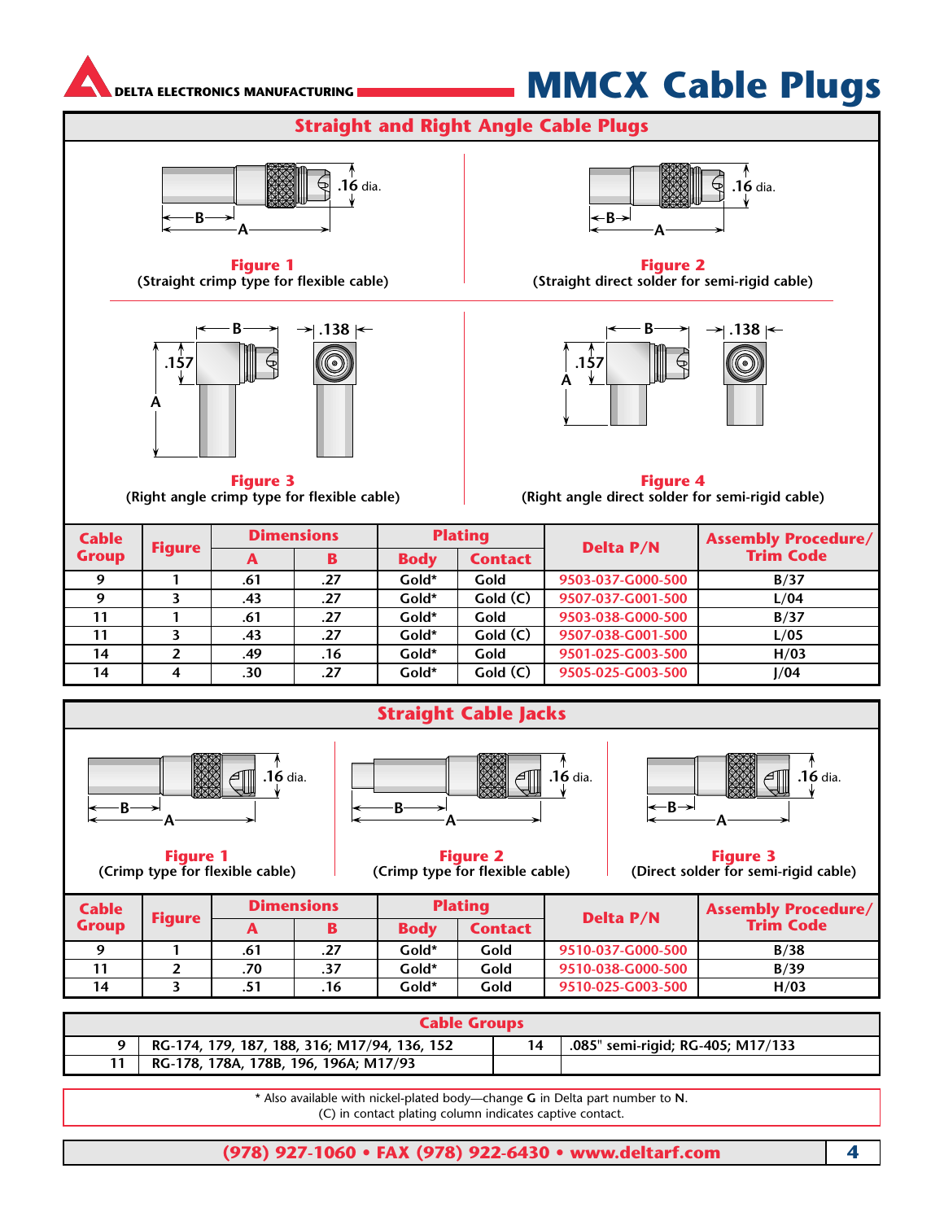# MMCX Cable Plugs

DELTA ELECTRONICS MANUFACTURING

## Straight and Right Angle Cable Plugs

.16 dia.

**Figure 1**
(Straight crimp type for flexible cable)

.16 dia.

**Figure 2**
(Straight direct solder for semi-rigid cable)

.157 .138

**Figure 3**
(Right angle crimp type for flexible cable)

.157 .138

**Figure 4**
(Right angle direct solder for semi-rigid cable)

| Cable Group | Figure | Dimensions | | Plating | | Delta P/N | Assembly Procedure/ Trim Code |
|---|---|---|---|---|---|---|---|
| | | A | B | Body | Contact | | |
| 9 | 1 | .61 | .27 | Gold* | Gold | 9503-037-G000-500 | B/37 |
| 9 | 3 | .43 | .27 | Gold* | Gold (C) | 9507-037-G001-500 | L/04 |
| 11 | 1 | .61 | .27 | Gold* | Gold | 9503-038-G000-500 | B/37 |
| 11 | 3 | .43 | .27 | Gold* | Gold (C) | 9507-038-G001-500 | L/05 |
| 14 | 2 | .49 | .16 | Gold* | Gold | 9501-025-G003-500 | H/03 |
| 14 | 4 | .30 | .27 | Gold* | Gold (C) | 9505-025-G003-500 | J/04 |

## Straight Cable Jacks

.16 dia.

**Figure 1**
(Crimp type for flexible cable)

.16 dia.

**Figure 2**
(Crimp type for flexible cable)

.16 dia.

**Figure 3**
(Direct solder for semi-rigid cable)

| Cable Group | Figure | Dimensions | | Plating | | Delta P/N | Assembly Procedure/ Trim Code |
|---|---|---|---|---|---|---|---|
| | | A | B | Body | Contact | | |
| 9 | 1 | .61 | .27 | Gold* | Gold | 9510-037-G000-500 | B/38 |
| 11 | 2 | .70 | .37 | Gold* | Gold | 9510-038-G000-500 | B/39 |
| 14 | 3 | .51 | .16 | Gold* | Gold | 9510-025-G003-500 | H/03 |

## Cable Groups

| | | | |
|---|---|---|---|
| 9 | RG-174, 179, 187, 188, 316; M17/94, 136, 152 | 14 | .085" semi-rigid; RG-405; M17/133 |
| 11 | RG-178, 178A, 178B, 196, 196A; M17/93 | | |

* Also available with nickel-plated body—change **G** in Delta part number to **N**.
(C) in contact plating column indicates captive contact.

(978) 927-1060 • FAX (978) 922-6430 • www.deltarf.com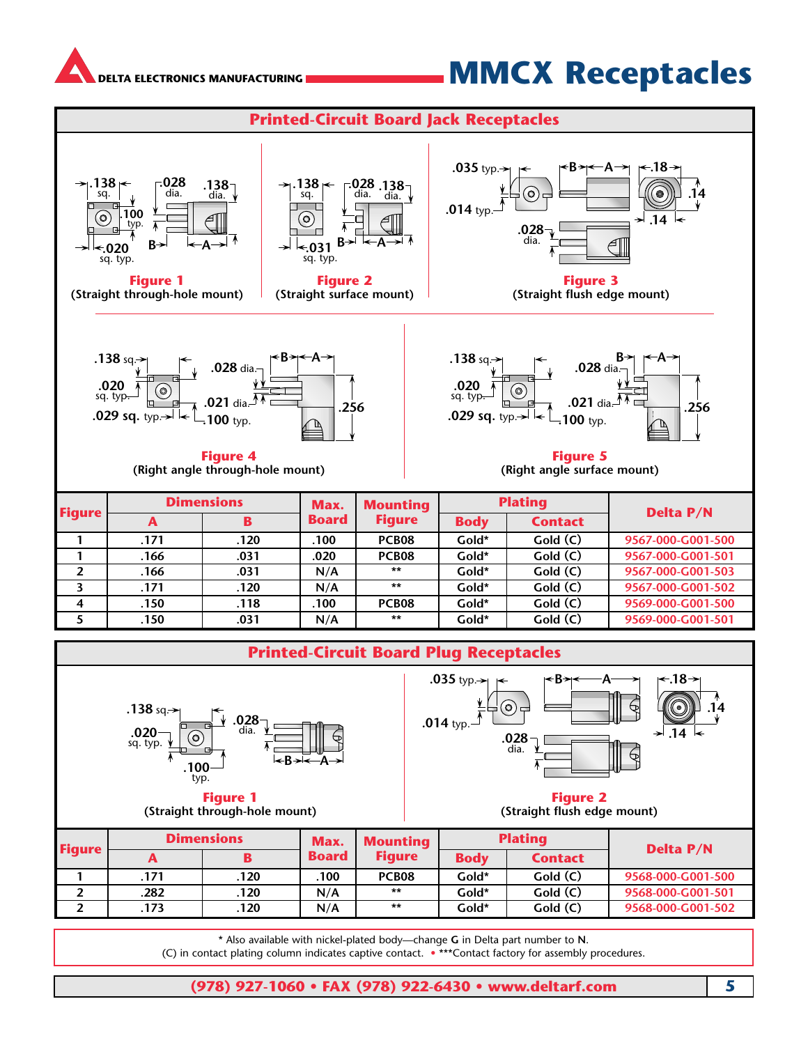# MMCX Receptacles

## Printed-Circuit Board Jack Receptacles

**Figure 1**
(Straight through-hole mount)

**Figure 2**
(Straight surface mount)

**Figure 3**
(Straight flush edge mount)

**Figure 4**
(Right angle through-hole mount)

**Figure 5**
(Right angle surface mount)

| Figure | Dimensions | | Max. Board | Mounting Figure | Plating | | Delta P/N |
|---|---|---|---|---|---|---|---|
| | A | B | | | Body | Contact | |
| 1 | .171 | .120 | .100 | PCB08 | Gold* | Gold (C) | 9567-000-G001-500 |
| 1 | .166 | .031 | .020 | PCB08 | Gold* | Gold (C) | 9567-000-G001-501 |
| 2 | .166 | .031 | N/A | ** | Gold* | Gold (C) | 9567-000-G001-503 |
| 3 | .171 | .120 | N/A | ** | Gold* | Gold (C) | 9567-000-G001-502 |
| 4 | .150 | .118 | .100 | PCB08 | Gold* | Gold (C) | 9569-000-G001-500 |
| 5 | .150 | .031 | N/A | ** | Gold* | Gold (C) | 9569-000-G001-501 |

## Printed-Circuit Board Plug Receptacles

**Figure 1**
(Straight through-hole mount)

**Figure 2**
(Straight flush edge mount)

| Figure | Dimensions | | Max. Board | Mounting Figure | Plating | | Delta P/N |
|---|---|---|---|---|---|---|---|
| | A | B | | | Body | Contact | |
| 1 | .171 | .120 | .100 | PCB08 | Gold* | Gold (C) | 9568-000-G001-500 |
| 2 | .282 | .120 | N/A | ** | Gold* | Gold (C) | 9568-000-G001-501 |
| 2 | .173 | .120 | N/A | ** | Gold* | Gold (C) | 9568-000-G001-502 |

\* Also available with nickel-plated body—change **G** in Delta part number to **N**.
(C) in contact plating column indicates captive contact. • ***Contact factory for assembly procedures.

(978) 927-1060 • FAX (978) 922-6430 • www.deltarf.com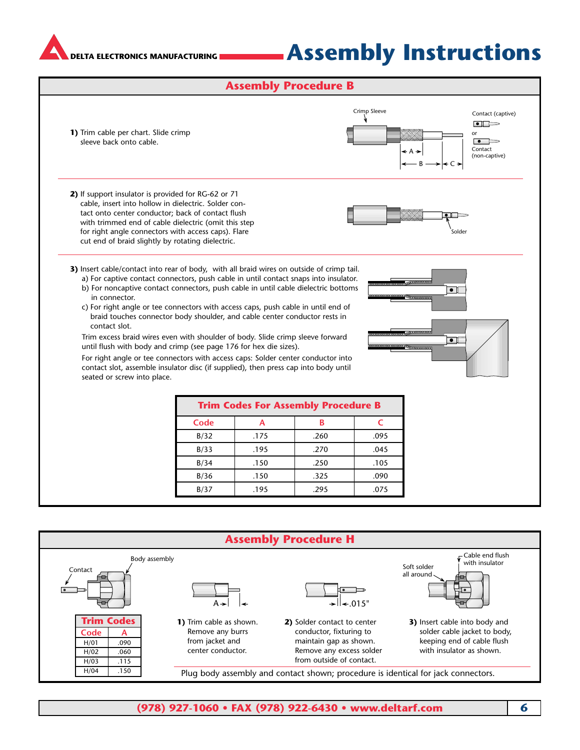# Assembly Instructions

## Assembly Procedure B

**1)** Trim cable per chart. Slide crimp sleeve back onto cable.

Crimp Sleeve

Contact (captive)

or

Contact (non-captive)

A B C

**2)** If support insulator is provided for RG-62 or 71 cable, insert into hollow in dielectric. Solder contact onto center conductor; back of contact flush with trimmed end of cable dielectric (omit this step for right angle connectors with access caps). Flare cut end of braid slightly by rotating dielectric.

Solder

**3)** Insert cable/contact into rear of body, with all braid wires on outside of crimp tail.
a) For captive contact connectors, push cable in until contact snaps into insulator.
b) For noncaptive contact connectors, push cable in until cable dielectric bottoms in connector.
c) For right angle or tee connectors with access caps, push cable in until end of braid touches connector body shoulder, and cable center conductor rests in contact slot.

Trim excess braid wires even with shoulder of body. Slide crimp sleeve forward until flush with body and crimp (see page 176 for hex die sizes).

For right angle or tee connectors with access caps: Solder center conductor into contact slot, assemble insulator disc (if supplied), then press cap into body until seated or screw into place.

### Trim Codes For Assembly Procedure B

| Code | A | B | C |
|---|---|---|---|
| B/32 | .175 | .260 | .095 |
| B/33 | .195 | .270 | .045 |
| B/34 | .150 | .250 | .105 |
| B/36 | .150 | .325 | .090 |
| B/37 | .195 | .295 | .075 |

## Assembly Procedure H

Body assembly

Contact

| Trim Codes | |
|---|---|
| **Code** | **A** |
| H/01 | .090 |
| H/02 | .060 |
| H/03 | .115 |
| H/04 | .150 |

A

**1)** Trim cable as shown. Remove any burrs from jacket and center conductor.

.015"

**2)** Solder contact to center conductor, fixturing to maintain gap as shown. Remove any excess solder from outside of contact.

Soft solder all around

Cable end flush with insulator

**3)** Insert cable into body and solder cable jacket to body, keeping end of cable flush with insulator as shown.

Plug body assembly and contact shown; procedure is identical for jack connectors.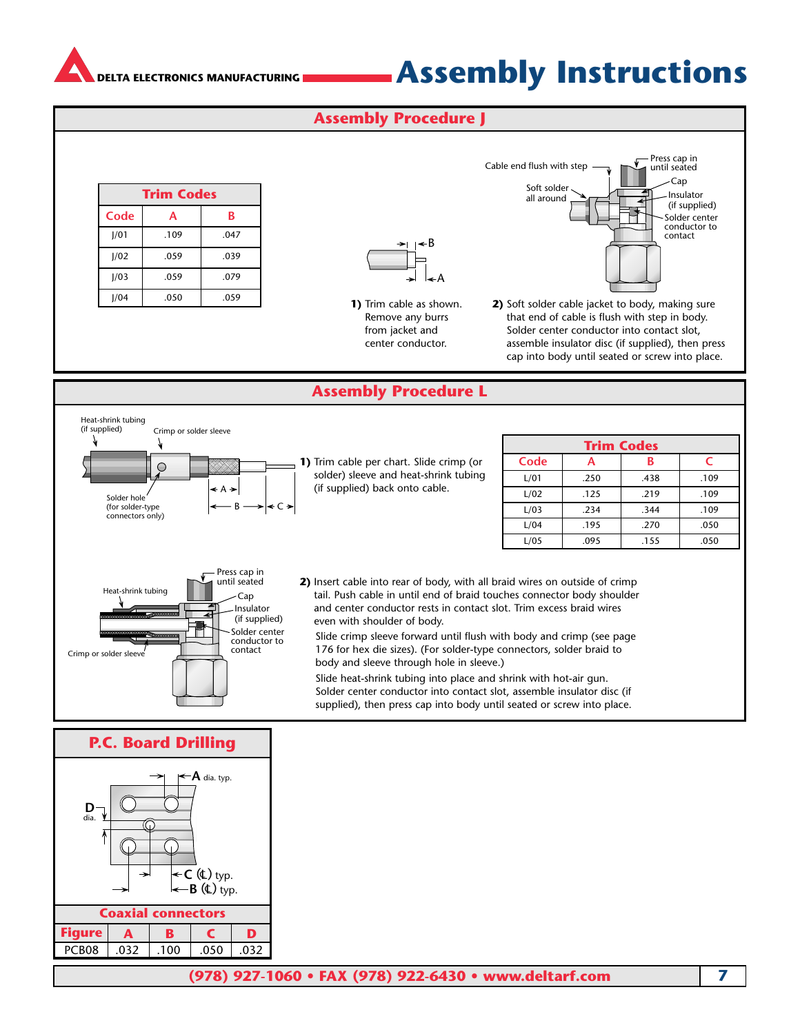# Assembly Instructions

## Assembly Procedure J

| Trim Codes | | |
|---|---|---|
| Code | A | B |
| J/01 | .109 | .047 |
| J/02 | .059 | .039 |
| J/03 | .059 | .079 |
| J/04 | .050 | .059 |

Cable end flush with step

Press cap in until seated

Cap

Soft solder all around

Insulator (if supplied)

Solder center conductor to contact

**1)** Trim cable as shown. Remove any burrs from jacket and center conductor.

**2)** Soft solder cable jacket to body, making sure that end of cable is flush with step in body. Solder center conductor into contact slot, assemble insulator disc (if supplied), then press cap into body until seated or screw into place.

## Assembly Procedure L

Heat-shrink tubing (if supplied)

Crimp or solder sleeve

Solder hole (for solder-type connectors only)

**1)** Trim cable per chart. Slide crimp (or solder) sleeve and heat-shrink tubing (if supplied) back onto cable.

| Trim Codes | | | |
|---|---|---|---|
| Code | A | B | C |
| L/01 | .250 | .438 | .109 |
| L/02 | .125 | .219 | .109 |
| L/03 | .234 | .344 | .109 |
| L/04 | .195 | .270 | .050 |
| L/05 | .095 | .155 | .050 |

Press cap in until seated

Heat-shrink tubing

Cap

Insulator (if supplied)

Solder center conductor to contact

Crimp or solder sleeve

**2)** Insert cable into rear of body, with all braid wires on outside of crimp tail. Push cable in until end of braid touches connector body shoulder and center conductor rests in contact slot. Trim excess braid wires even with shoulder of body.

Slide crimp sleeve forward until flush with body and crimp (see page 176 for hex die sizes). (For solder-type connectors, solder braid to body and sleeve through hole in sleeve.)

Slide heat-shrink tubing into place and shrink with hot-air gun. Solder center conductor into contact slot, assemble insulator disc (if supplied), then press cap into body until seated or screw into place.

## P.C. Board Drilling

A dia. typ.

D dia.

C (℄) typ.

B (℄) typ.

| Coaxial connectors | | | | |
|---|---|---|---|---|
| Figure | A | B | C | D |
| PCB08 | .032 | .100 | .050 | .032 |

(978) 927-1060 • FAX (978) 922-6430 • www.deltarf.com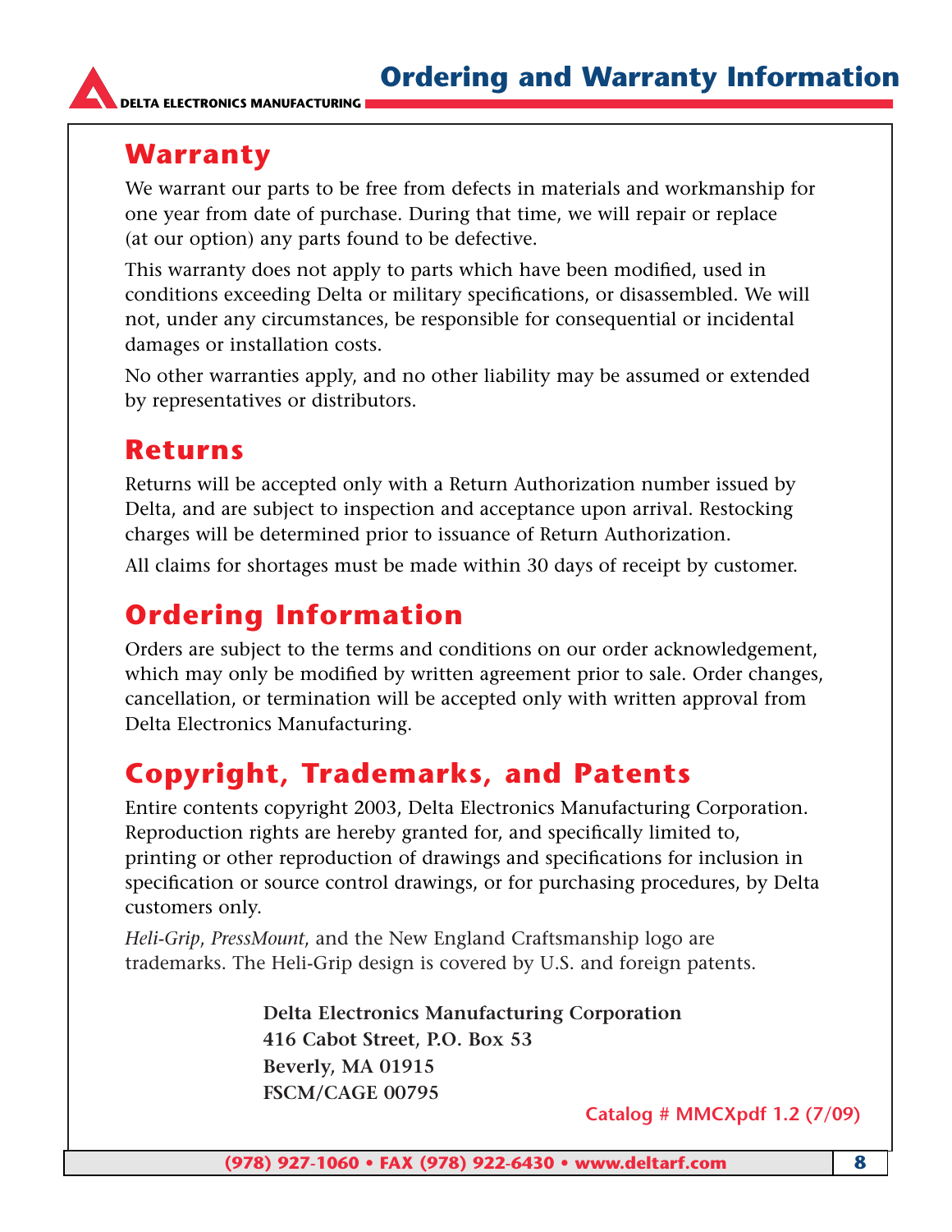# Ordering and Warranty Information

## Warranty

We warrant our parts to be free from defects in materials and workmanship for one year from date of purchase. During that time, we will repair or replace (at our option) any parts found to be defective.

This warranty does not apply to parts which have been modified, used in conditions exceeding Delta or military specifications, or disassembled. We will not, under any circumstances, be responsible for consequential or incidental damages or installation costs.

No other warranties apply, and no other liability may be assumed or extended by representatives or distributors.

## Returns

Returns will be accepted only with a Return Authorization number issued by Delta, and are subject to inspection and acceptance upon arrival. Restocking charges will be determined prior to issuance of Return Authorization.

All claims for shortages must be made within 30 days of receipt by customer.

## Ordering Information

Orders are subject to the terms and conditions on our order acknowledgement, which may only be modified by written agreement prior to sale. Order changes, cancellation, or termination will be accepted only with written approval from Delta Electronics Manufacturing.

## Copyright, Trademarks, and Patents

Entire contents copyright 2003, Delta Electronics Manufacturing Corporation. Reproduction rights are hereby granted for, and specifically limited to, printing or other reproduction of drawings and specifications for inclusion in specification or source control drawings, or for purchasing procedures, by Delta customers only.

*Heli-Grip*, *PressMount*, and the New England Craftsmanship logo are trademarks. The Heli-Grip design is covered by U.S. and foreign patents.

**Delta Electronics Manufacturing Corporation**
**416 Cabot Street, P.O. Box 53**
**Beverly, MA 01915**
**FSCM/CAGE 00795**

Catalog # MMCXpdf 1.2 (7/09)